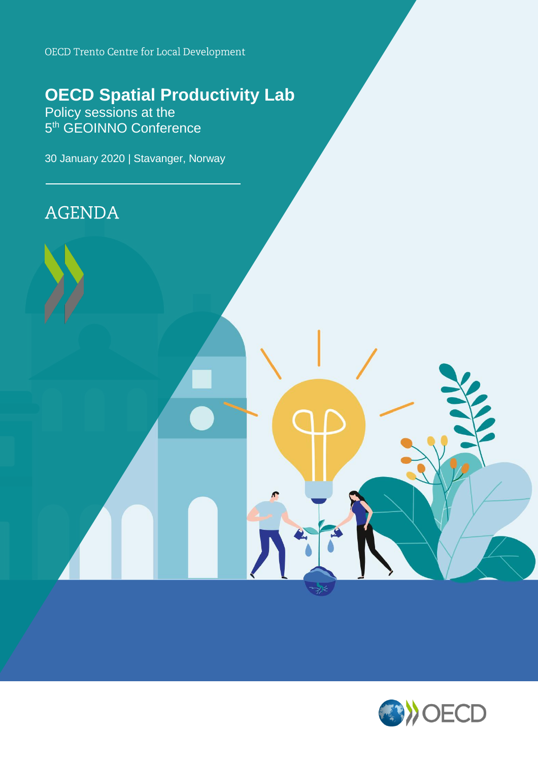OECD Trento Centre for Local Development

# OECD Spatial Productivity Lab

Policy sessions at the
5th GEOINNO Conference

30 January 2020 | Stavanger, Norway

## AGENDA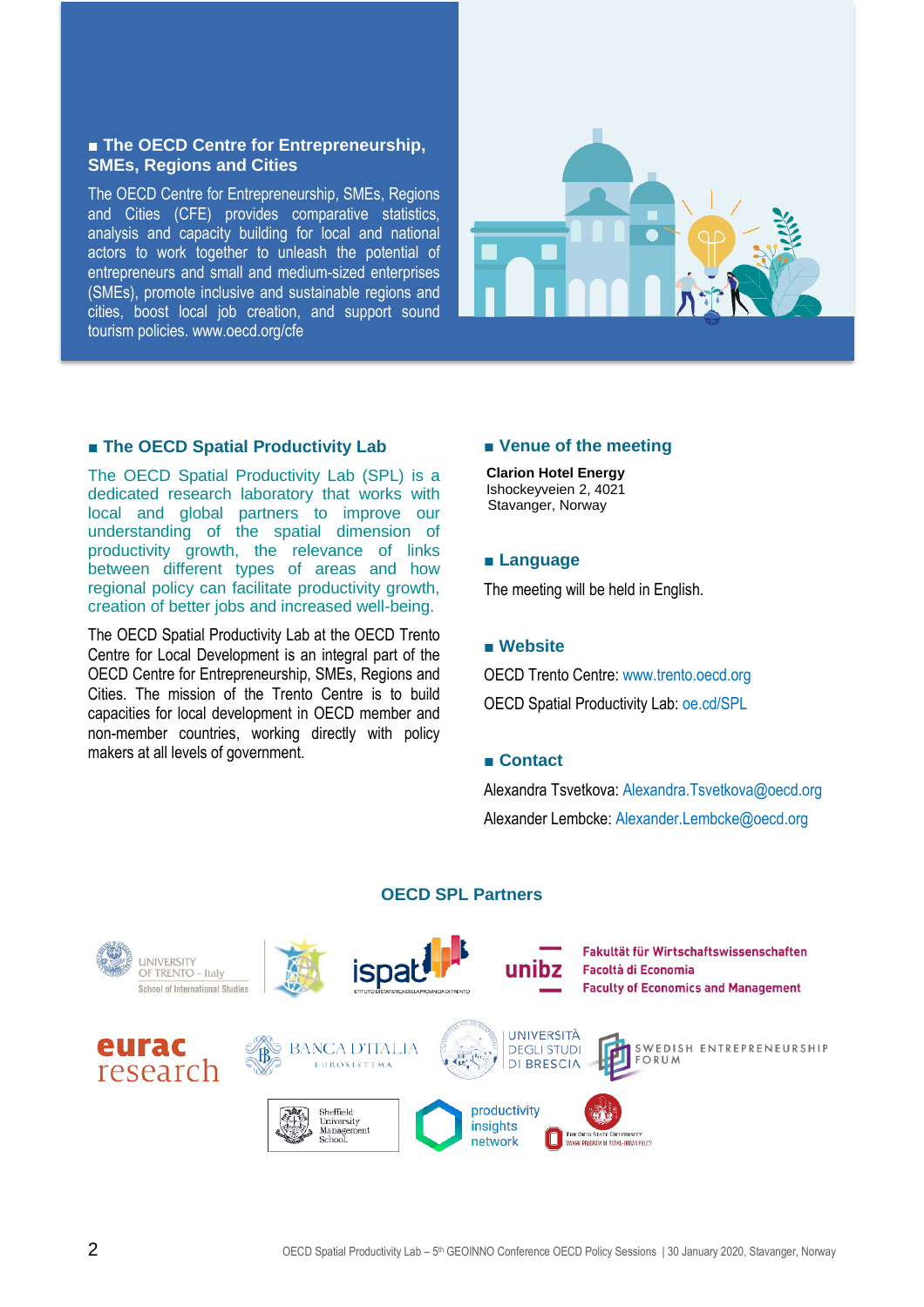## ■ The OECD Centre for Entrepreneurship, SMEs, Regions and Cities

The OECD Centre for Entrepreneurship, SMEs, Regions and Cities (CFE) provides comparative statistics, analysis and capacity building for local and national actors to work together to unleash the potential of entrepreneurs and small and medium-sized enterprises (SMEs), promote inclusive and sustainable regions and cities, boost local job creation, and support sound tourism policies. www.oecd.org/cfe

## ■ The OECD Spatial Productivity Lab

The OECD Spatial Productivity Lab (SPL) is a dedicated research laboratory that works with local and global partners to improve our understanding of the spatial dimension of productivity growth, the relevance of links between different types of areas and how regional policy can facilitate productivity growth, creation of better jobs and increased well-being.

The OECD Spatial Productivity Lab at the OECD Trento Centre for Local Development is an integral part of the OECD Centre for Entrepreneurship, SMEs, Regions and Cities. The mission of the Trento Centre is to build capacities for local development in OECD member and non-member countries, working directly with policy makers at all levels of government.

## ■ Venue of the meeting

**Clarion Hotel Energy**
Ishockeyveien 2, 4021
Stavanger, Norway

## ■ Language

The meeting will be held in English.

## ■ Website

OECD Trento Centre: www.trento.oecd.org

OECD Spatial Productivity Lab: oe.cd/SPL

## ■ Contact

Alexandra Tsvetkova: Alexandra.Tsvetkova@oecd.org

Alexander Lembcke: Alexander.Lembcke@oecd.org

## OECD SPL Partners

University of Trento - Italy, School of International Studies

ispat – Istituto di Statistica della Provincia di Trento

unibz – Fakultät für Wirtschaftswissenschaften / Facoltà di Economia / Faculty of Economics and Management

eurac research

Banca d'Italia – Eurosistema

Università degli Studi di Brescia

Swedish Entrepreneurship Forum

Sheffield University Management School

productivity insights network

The Ohio State University – Swank Program in Rural-Urban Policy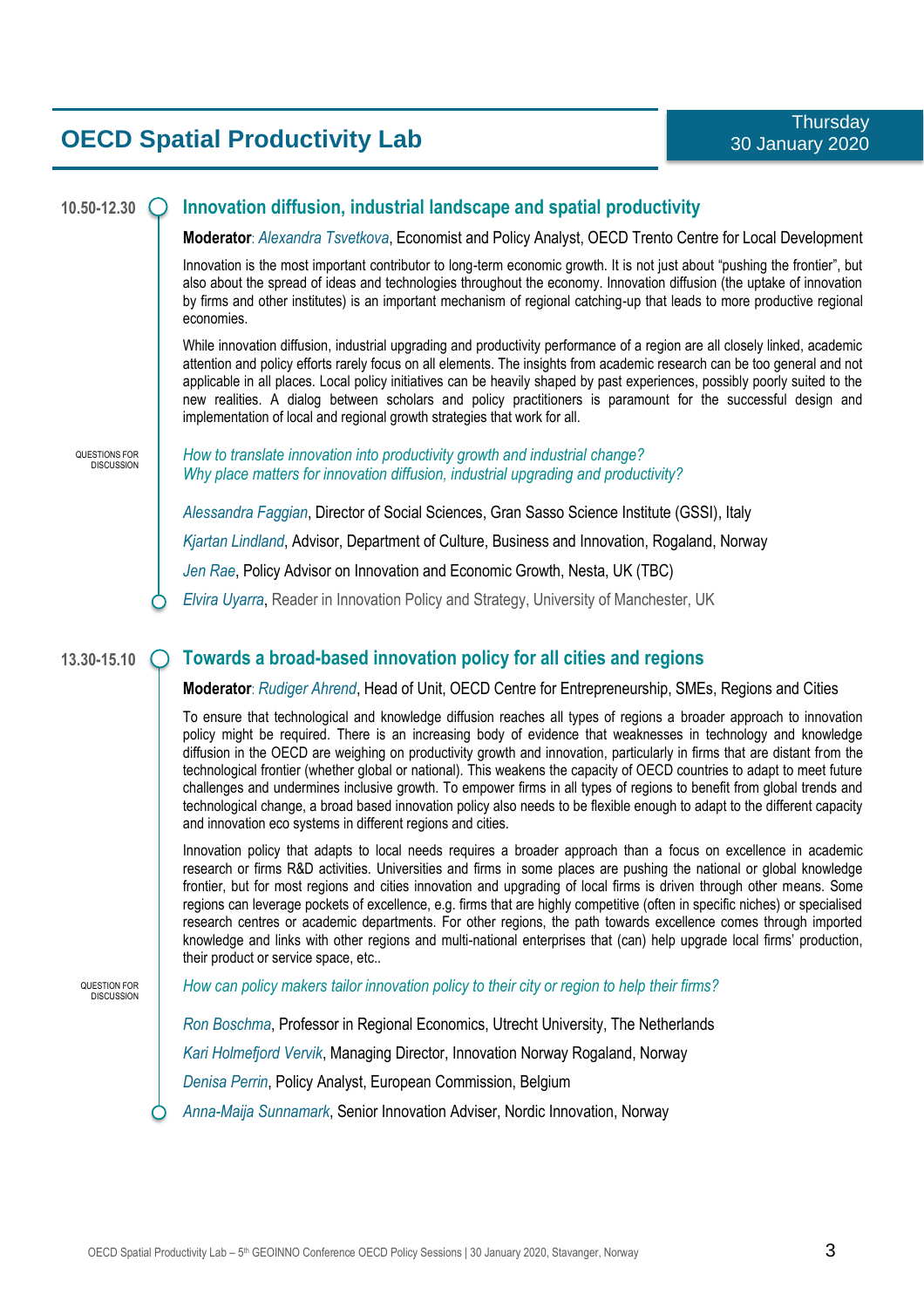# OECD Spatial Productivity Lab

Thursday
30 January 2020

## 10.50-12.30 Innovation diffusion, industrial landscape and spatial productivity

**Moderator**: *Alexandra Tsvetkova*, Economist and Policy Analyst, OECD Trento Centre for Local Development

Innovation is the most important contributor to long-term economic growth. It is not just about "pushing the frontier", but also about the spread of ideas and technologies throughout the economy. Innovation diffusion (the uptake of innovation by firms and other institutes) is an important mechanism of regional catching-up that leads to more productive regional economies.

While innovation diffusion, industrial upgrading and productivity performance of a region are all closely linked, academic attention and policy efforts rarely focus on all elements. The insights from academic research can be too general and not applicable in all places. Local policy initiatives can be heavily shaped by past experiences, possibly poorly suited to the new realities. A dialog between scholars and policy practitioners is paramount for the successful design and implementation of local and regional growth strategies that work for all.

QUESTIONS FOR DISCUSSION

*How to translate innovation into productivity growth and industrial change?*
*Why place matters for innovation diffusion, industrial upgrading and productivity?*

*Alessandra Faggian*, Director of Social Sciences, Gran Sasso Science Institute (GSSI), Italy

*Kjartan Lindland*, Advisor, Department of Culture, Business and Innovation, Rogaland, Norway

*Jen Rae*, Policy Advisor on Innovation and Economic Growth, Nesta, UK (TBC)

*Elvira Uyarra*, Reader in Innovation Policy and Strategy, University of Manchester, UK

## 13.30-15.10 Towards a broad-based innovation policy for all cities and regions

**Moderator**: *Rudiger Ahrend*, Head of Unit, OECD Centre for Entrepreneurship, SMEs, Regions and Cities

To ensure that technological and knowledge diffusion reaches all types of regions a broader approach to innovation policy might be required. There is an increasing body of evidence that weaknesses in technology and knowledge diffusion in the OECD are weighing on productivity growth and innovation, particularly in firms that are distant from the technological frontier (whether global or national). This weakens the capacity of OECD countries to adapt to meet future challenges and undermines inclusive growth. To empower firms in all types of regions to benefit from global trends and technological change, a broad based innovation policy also needs to be flexible enough to adapt to the different capacity and innovation eco systems in different regions and cities.

Innovation policy that adapts to local needs requires a broader approach than a focus on excellence in academic research or firms R&D activities. Universities and firms in some places are pushing the national or global knowledge frontier, but for most regions and cities innovation and upgrading of local firms is driven through other means. Some regions can leverage pockets of excellence, e.g. firms that are highly competitive (often in specific niches) or specialised research centres or academic departments. For other regions, the path towards excellence comes through imported knowledge and links with other regions and multi-national enterprises that (can) help upgrade local firms' production, their product or service space, etc..

QUESTION FOR DISCUSSION

*How can policy makers tailor innovation policy to their city or region to help their firms?*

*Ron Boschma*, Professor in Regional Economics, Utrecht University, The Netherlands

*Kari Holmefjord Vervik*, Managing Director, Innovation Norway Rogaland, Norway

*Denisa Perrin*, Policy Analyst, European Commission, Belgium

*Anna-Maija Sunnamark*, Senior Innovation Adviser, Nordic Innovation, Norway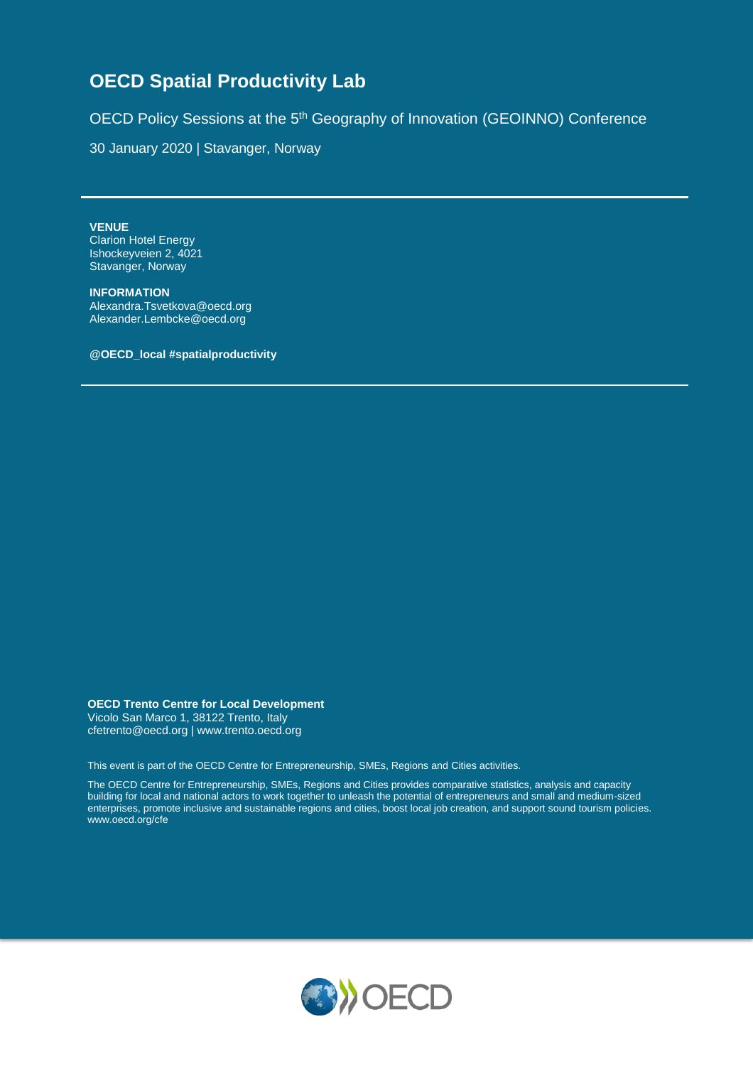# OECD Spatial Productivity Lab

OECD Policy Sessions at the 5th Geography of Innovation (GEOINNO) Conference

30 January 2020 | Stavanger, Norway

**VENUE**
Clarion Hotel Energy
Ishockeyveien 2, 4021
Stavanger, Norway

**INFORMATION**
Alexandra.Tsvetkova@oecd.org
Alexander.Lembcke@oecd.org

**@OECD_local #spatialproductivity**

**OECD Trento Centre for Local Development**
Vicolo San Marco 1, 38122 Trento, Italy
cfetrento@oecd.org | www.trento.oecd.org

This event is part of the OECD Centre for Entrepreneurship, SMEs, Regions and Cities activities.

The OECD Centre for Entrepreneurship, SMEs, Regions and Cities provides comparative statistics, analysis and capacity building for local and national actors to work together to unleash the potential of entrepreneurs and small and medium-sized enterprises, promote inclusive and sustainable regions and cities, boost local job creation, and support sound tourism policies.
www.oecd.org/cfe

OECD